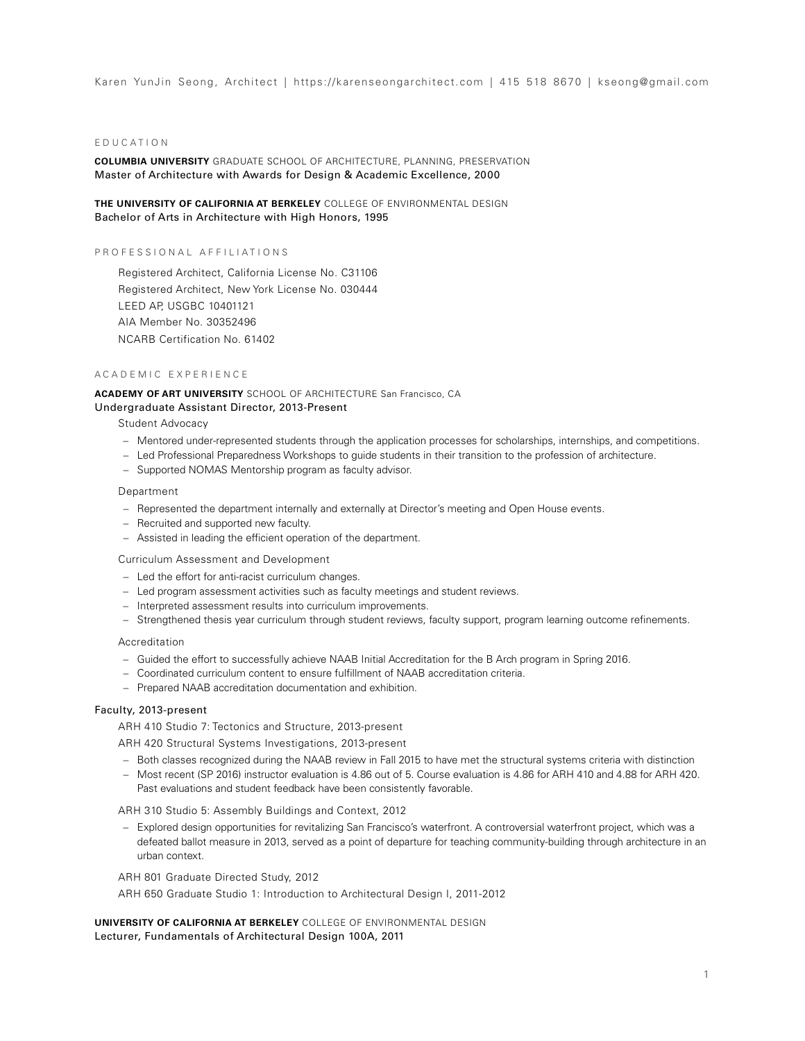Karen YunJin Seong, Architect | https://karenseongarchitect.com | 415 518 8670 | kseong@gmail.com

## EDUCATION

**COLUMBIA UNIVERSITY** GRADUATE SCHOOL OF ARCHITECTURE, PLANNING, PRESERVATION
Master of Architecture with Awards for Design & Academic Excellence, 2000

**THE UNIVERSITY OF CALIFORNIA AT BERKELEY** COLLEGE OF ENVIRONMENTAL DESIGN
Bachelor of Arts in Architecture with High Honors, 1995

## PROFESSIONAL AFFILIATIONS

Registered Architect, California License No. C31106
Registered Architect, New York License No. 030444
LEED AP, USGBC 10401121
AIA Member No. 30352496
NCARB Certification No. 61402

## ACADEMIC EXPERIENCE

**ACADEMY OF ART UNIVERSITY** SCHOOL OF ARCHITECTURE San Francisco, CA
Undergraduate Assistant Director, 2013-Present

Student Advocacy

- Mentored under-represented students through the application processes for scholarships, internships, and competitions.
- Led Professional Preparedness Workshops to guide students in their transition to the profession of architecture.
- Supported NOMAS Mentorship program as faculty advisor.

Department

- Represented the department internally and externally at Director's meeting and Open House events.
- Recruited and supported new faculty.
- Assisted in leading the efficient operation of the department.

Curriculum Assessment and Development

- Led the effort for anti-racist curriculum changes.
- Led program assessment activities such as faculty meetings and student reviews.
- Interpreted assessment results into curriculum improvements.
- Strengthened thesis year curriculum through student reviews, faculty support, program learning outcome refinements.

Accreditation

- Guided the effort to successfully achieve NAAB Initial Accreditation for the B Arch program in Spring 2016.
- Coordinated curriculum content to ensure fulfillment of NAAB accreditation criteria.
- Prepared NAAB accreditation documentation and exhibition.

Faculty, 2013-present

ARH 410 Studio 7: Tectonics and Structure, 2013-present

ARH 420 Structural Systems Investigations, 2013-present

- Both classes recognized during the NAAB review in Fall 2015 to have met the structural systems criteria with distinction
- Most recent (SP 2016) instructor evaluation is 4.86 out of 5. Course evaluation is 4.86 for ARH 410 and 4.88 for ARH 420. Past evaluations and student feedback have been consistently favorable.

ARH 310 Studio 5: Assembly Buildings and Context, 2012

- Explored design opportunities for revitalizing San Francisco's waterfront. A controversial waterfront project, which was a defeated ballot measure in 2013, served as a point of departure for teaching community-building through architecture in an urban context.

ARH 801 Graduate Directed Study, 2012

ARH 650 Graduate Studio 1: Introduction to Architectural Design I, 2011-2012

**UNIVERSITY OF CALIFORNIA AT BERKELEY** COLLEGE OF ENVIRONMENTAL DESIGN
Lecturer, Fundamentals of Architectural Design 100A, 2011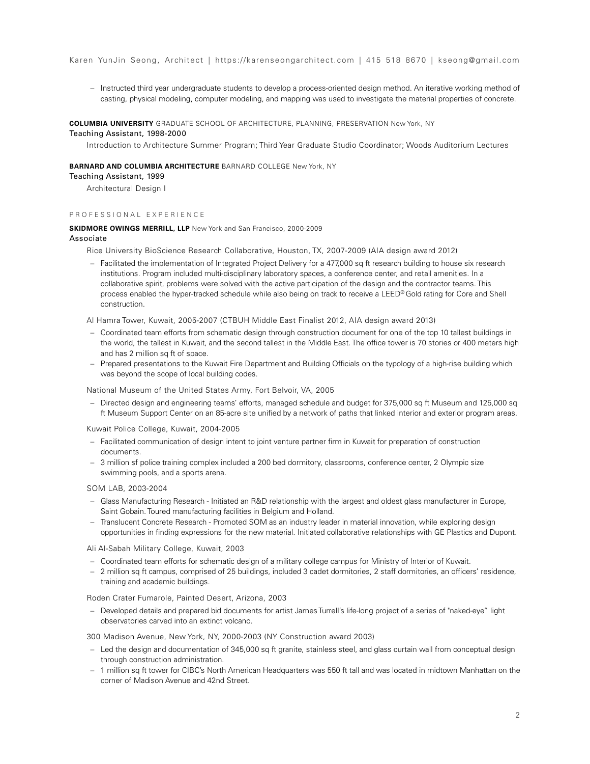- Instructed third year undergraduate students to develop a process-oriented design method. An iterative working method of casting, physical modeling, computer modeling, and mapping was used to investigate the material properties of concrete.

**COLUMBIA UNIVERSITY** GRADUATE SCHOOL OF ARCHITECTURE, PLANNING, PRESERVATION New York, NY
Teaching Assistant, 1998-2000

Introduction to Architecture Summer Program; Third Year Graduate Studio Coordinator; Woods Auditorium Lectures

**BARNARD AND COLUMBIA ARCHITECTURE** BARNARD COLLEGE New York, NY
Teaching Assistant, 1999

Architectural Design I

## PROFESSIONAL EXPERIENCE

**SKIDMORE OWINGS MERRILL, LLP** New York and San Francisco, 2000-2009
Associate

Rice University BioScience Research Collaborative, Houston, TX, 2007-2009 (AIA design award 2012)

- Facilitated the implementation of Integrated Project Delivery for a 477,000 sq ft research building to house six research institutions. Program included multi-disciplinary laboratory spaces, a conference center, and retail amenities. In a collaborative spirit, problems were solved with the active participation of the design and the contractor teams. This process enabled the hyper-tracked schedule while also being on track to receive a LEED® Gold rating for Core and Shell construction.

Al Hamra Tower, Kuwait, 2005-2007 (CTBUH Middle East Finalist 2012, AIA design award 2013)

- Coordinated team efforts from schematic design through construction document for one of the top 10 tallest buildings in the world, the tallest in Kuwait, and the second tallest in the Middle East. The office tower is 70 stories or 400 meters high and has 2 million sq ft of space.
- Prepared presentations to the Kuwait Fire Department and Building Officials on the typology of a high-rise building which was beyond the scope of local building codes.

National Museum of the United States Army, Fort Belvoir, VA, 2005

- Directed design and engineering teams' efforts, managed schedule and budget for 375,000 sq ft Museum and 125,000 sq ft Museum Support Center on an 85-acre site unified by a network of paths that linked interior and exterior program areas.

Kuwait Police College, Kuwait, 2004-2005

- Facilitated communication of design intent to joint venture partner firm in Kuwait for preparation of construction documents.
- 3 million sf police training complex included a 200 bed dormitory, classrooms, conference center, 2 Olympic size swimming pools, and a sports arena.

SOM LAB, 2003-2004

- Glass Manufacturing Research - Initiated an R&D relationship with the largest and oldest glass manufacturer in Europe, Saint Gobain. Toured manufacturing facilities in Belgium and Holland.
- Translucent Concrete Research - Promoted SOM as an industry leader in material innovation, while exploring design opportunities in finding expressions for the new material. Initiated collaborative relationships with GE Plastics and Dupont.

Ali Al-Sabah Military College, Kuwait, 2003

- Coordinated team efforts for schematic design of a military college campus for Ministry of Interior of Kuwait.
- 2 million sq ft campus, comprised of 25 buildings, included 3 cadet dormitories, 2 staff dormitories, an officers' residence, training and academic buildings.

Roden Crater Fumarole, Painted Desert, Arizona, 2003

- Developed details and prepared bid documents for artist James Turrell's life-long project of a series of "naked-eye" light observatories carved into an extinct volcano.

300 Madison Avenue, New York, NY, 2000-2003 (NY Construction award 2003)

- Led the design and documentation of 345,000 sq ft granite, stainless steel, and glass curtain wall from conceptual design through construction administration.
- 1 million sq ft tower for CIBC's North American Headquarters was 550 ft tall and was located in midtown Manhattan on the corner of Madison Avenue and 42nd Street.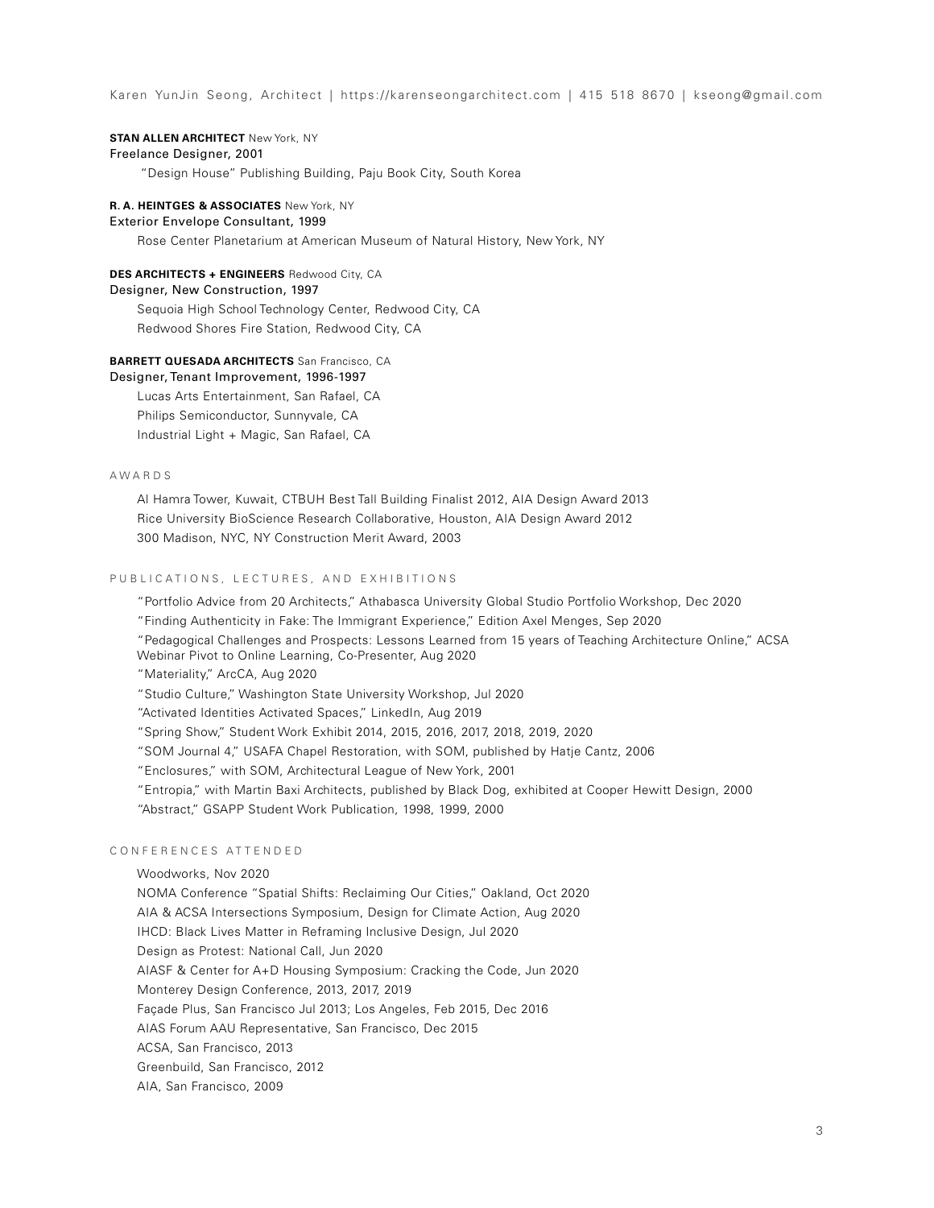**STAN ALLEN ARCHITECT** New York, NY
Freelance Designer, 2001

"Design House" Publishing Building, Paju Book City, South Korea

**R. A. HEINTGES & ASSOCIATES** New York, NY
Exterior Envelope Consultant, 1999

Rose Center Planetarium at American Museum of Natural History, New York, NY

**DES ARCHITECTS + ENGINEERS** Redwood City, CA
Designer, New Construction, 1997

Sequoia High School Technology Center, Redwood City, CA
Redwood Shores Fire Station, Redwood City, CA

**BARRETT QUESADA ARCHITECTS** San Francisco, CA
Designer, Tenant Improvement, 1996-1997

Lucas Arts Entertainment, San Rafael, CA
Philips Semiconductor, Sunnyvale, CA
Industrial Light + Magic, San Rafael, CA

## AWARDS

Al Hamra Tower, Kuwait, CTBUH Best Tall Building Finalist 2012, AIA Design Award 2013
Rice University BioScience Research Collaborative, Houston, AIA Design Award 2012
300 Madison, NYC, NY Construction Merit Award, 2003

## PUBLICATIONS, LECTURES, AND EXHIBITIONS

"Portfolio Advice from 20 Architects," Athabasca University Global Studio Portfolio Workshop, Dec 2020
"Finding Authenticity in Fake: The Immigrant Experience," Edition Axel Menges, Sep 2020
"Pedagogical Challenges and Prospects: Lessons Learned from 15 years of Teaching Architecture Online," ACSA Webinar Pivot to Online Learning, Co-Presenter, Aug 2020
"Materiality," ArcCA, Aug 2020
"Studio Culture," Washington State University Workshop, Jul 2020
"Activated Identities Activated Spaces," LinkedIn, Aug 2019
"Spring Show," Student Work Exhibit 2014, 2015, 2016, 2017, 2018, 2019, 2020
"SOM Journal 4," USAFA Chapel Restoration, with SOM, published by Hatje Cantz, 2006
"Enclosures," with SOM, Architectural League of New York, 2001
"Entropia," with Martin Baxi Architects, published by Black Dog, exhibited at Cooper Hewitt Design, 2000
"Abstract," GSAPP Student Work Publication, 1998, 1999, 2000

## CONFERENCES ATTENDED

Woodworks, Nov 2020
NOMA Conference "Spatial Shifts: Reclaiming Our Cities," Oakland, Oct 2020
AIA & ACSA Intersections Symposium, Design for Climate Action, Aug 2020
IHCD: Black Lives Matter in Reframing Inclusive Design, Jul 2020
Design as Protest: National Call, Jun 2020
AIASF & Center for A+D Housing Symposium: Cracking the Code, Jun 2020
Monterey Design Conference, 2013, 2017, 2019
Façade Plus, San Francisco Jul 2013; Los Angeles, Feb 2015, Dec 2016
AIAS Forum AAU Representative, San Francisco, Dec 2015
ACSA, San Francisco, 2013
Greenbuild, San Francisco, 2012
AIA, San Francisco, 2009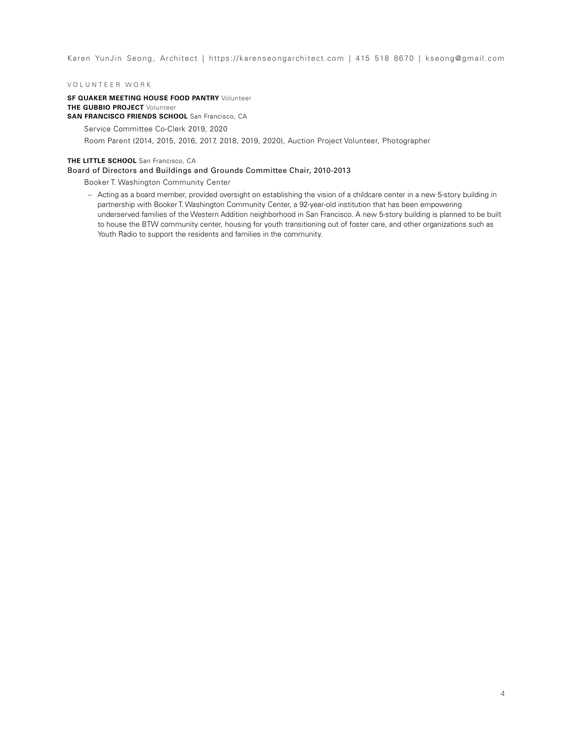VOLUNTEER WORK

**SF QUAKER MEETING HOUSE FOOD PANTRY** Volunteer
**THE GUBBIO PROJECT** Volunteer
**SAN FRANCISCO FRIENDS SCHOOL** San Francisco, CA

Service Committee Co-Clerk 2019, 2020

Room Parent (2014, 2015, 2016, 2017, 2018, 2019, 2020), Auction Project Volunteer, Photographer

**THE LITTLE SCHOOL** San Francisco, CA
Board of Directors and Buildings and Grounds Committee Chair, 2010-2013

Booker T. Washington Community Center

- Acting as a board member, provided oversight on establishing the vision of a childcare center in a new 5-story building in partnership with Booker T. Washington Community Center, a 92-year-old institution that has been empowering underserved families of the Western Addition neighborhood in San Francisco. A new 5-story building is planned to be built to house the BTW community center, housing for youth transitioning out of foster care, and other organizations such as Youth Radio to support the residents and families in the community.